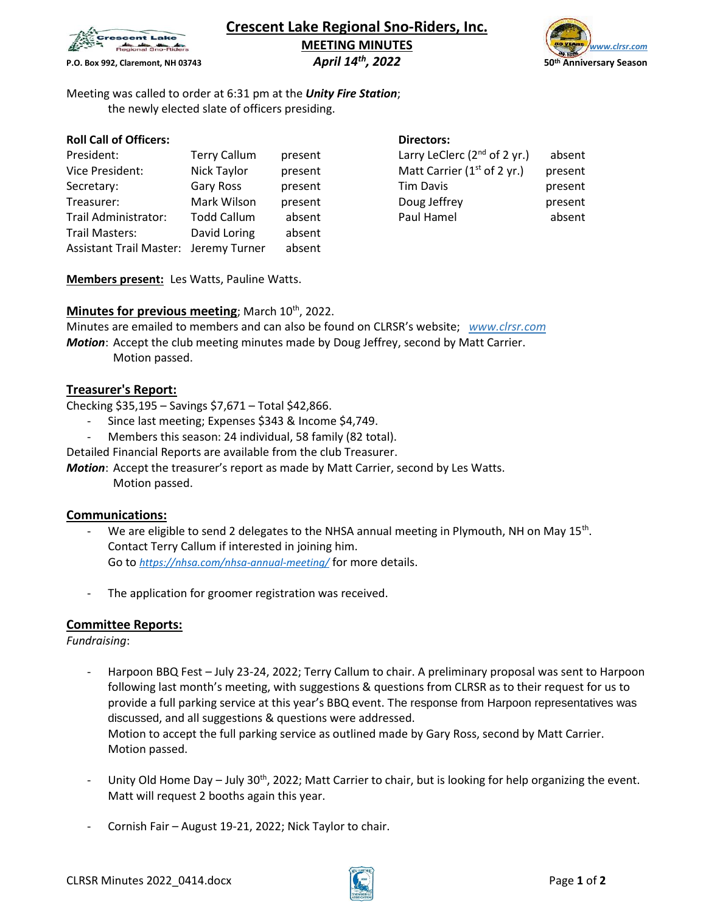# Crescent Lake Regional Sno-Riders, Inc.

**MEETING MINUTES**

***April 14th, 2022***

P.O. Box 992, Claremont, NH 03743

*www.clrsr.com*

50th Anniversary Season

Meeting was called to order at 6:31 pm at the ***Unity Fire Station***;
the newly elected slate of officers presiding.

**Roll Call of Officers:**

| | | |
|---|---|---|
| President: | Terry Callum | present |
| Vice President: | Nick Taylor | present |
| Secretary: | Gary Ross | present |
| Treasurer: | Mark Wilson | present |
| Trail Administrator: | Todd Callum | absent |
| Trail Masters: | David Loring | absent |
| Assistant Trail Master: | Jeremy Turner | absent |

**Directors:**

| | |
|---|---|
| Larry LeClerc (2nd of 2 yr.) | absent |
| Matt Carrier (1st of 2 yr.) | present |
| Tim Davis | present |
| Doug Jeffrey | present |
| Paul Hamel | absent |

**Members present:** Les Watts, Pauline Watts.

**Minutes for previous meeting**; March 10th, 2022.

Minutes are emailed to members and can also be found on CLRSR's website; *www.clrsr.com*

***Motion***: Accept the club meeting minutes made by Doug Jeffrey, second by Matt Carrier.
Motion passed.

## Treasurer's Report:

Checking $35,195 – Savings $7,671 – Total $42,866.

- Since last meeting; Expenses $343 & Income $4,749.
- Members this season: 24 individual, 58 family (82 total).

Detailed Financial Reports are available from the club Treasurer.

***Motion***: Accept the treasurer's report as made by Matt Carrier, second by Les Watts.
Motion passed.

## Communications:

- We are eligible to send 2 delegates to the NHSA annual meeting in Plymouth, NH on May 15th. Contact Terry Callum if interested in joining him.
  Go to *https://nhsa.com/nhsa-annual-meeting/* for more details.
- The application for groomer registration was received.

## Committee Reports:

*Fundraising*:

- Harpoon BBQ Fest – July 23-24, 2022; Terry Callum to chair. A preliminary proposal was sent to Harpoon following last month's meeting, with suggestions & questions from CLRSR as to their request for us to provide a full parking service at this year's BBQ event. The response from Harpoon representatives was discussed, and all suggestions & questions were addressed.
  Motion to accept the full parking service as outlined made by Gary Ross, second by Matt Carrier.
  Motion passed.
- Unity Old Home Day – July 30th, 2022; Matt Carrier to chair, but is looking for help organizing the event. Matt will request 2 booths again this year.
- Cornish Fair – August 19-21, 2022; Nick Taylor to chair.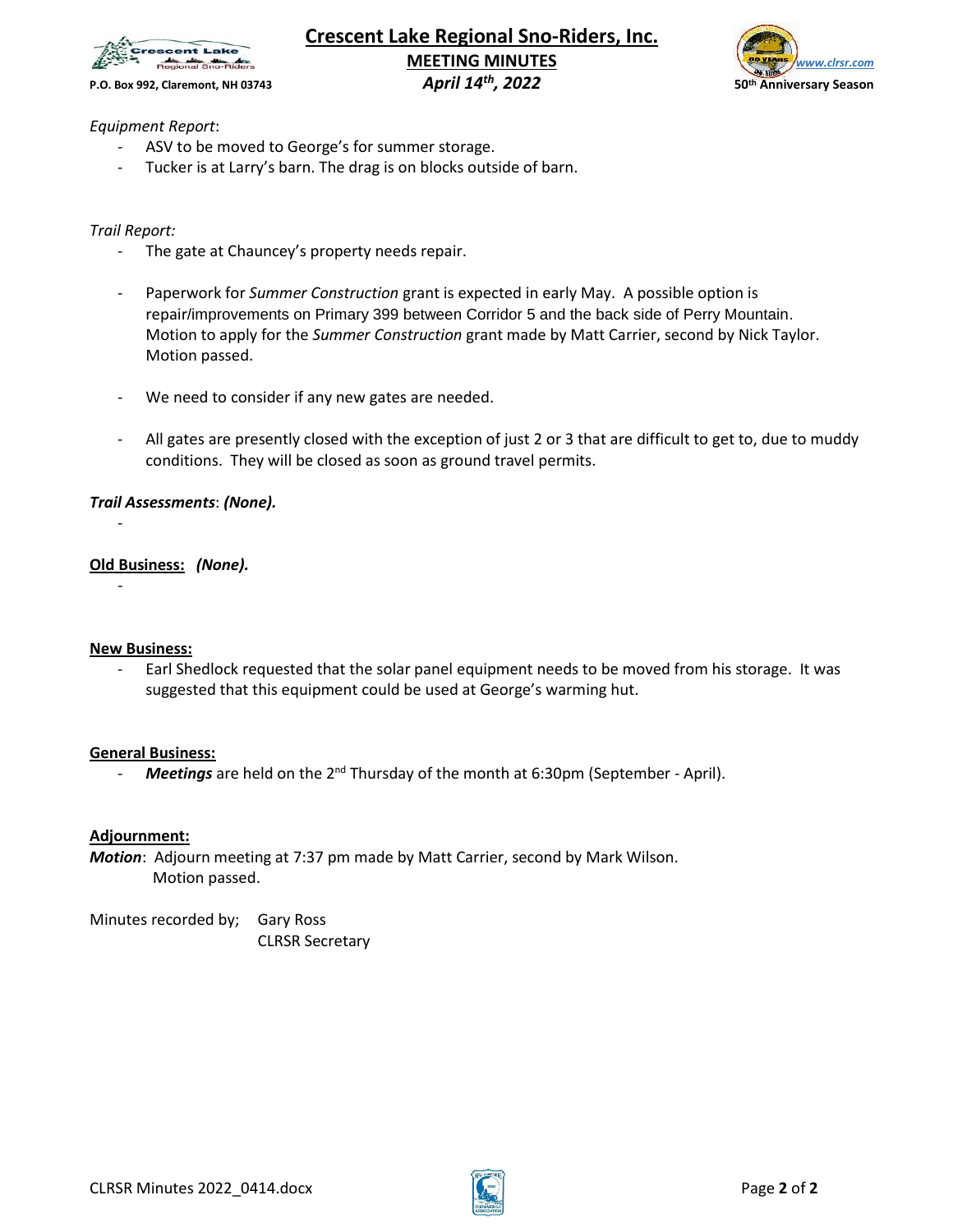*Equipment Report*:

- ASV to be moved to George's for summer storage.
- Tucker is at Larry's barn. The drag is on blocks outside of barn.

*Trail Report:*

- The gate at Chauncey's property needs repair.
- Paperwork for *Summer Construction* grant is expected in early May. A possible option is repair/improvements on Primary 399 between Corridor 5 and the back side of Perry Mountain. Motion to apply for the *Summer Construction* grant made by Matt Carrier, second by Nick Taylor. Motion passed.
- We need to consider if any new gates are needed.
- All gates are presently closed with the exception of just 2 or 3 that are difficult to get to, due to muddy conditions. They will be closed as soon as ground travel permits.

***Trail Assessments***: ***(None).***

-

**Old Business:** ***(None).***

-

**New Business:**

- Earl Shedlock requested that the solar panel equipment needs to be moved from his storage. It was suggested that this equipment could be used at George's warming hut.

**General Business:**

- ***Meetings*** are held on the 2nd Thursday of the month at 6:30pm (September - April).

**Adjournment:**

***Motion***: Adjourn meeting at 7:37 pm made by Matt Carrier, second by Mark Wilson. Motion passed.

Minutes recorded by; Gary Ross
CLRSR Secretary